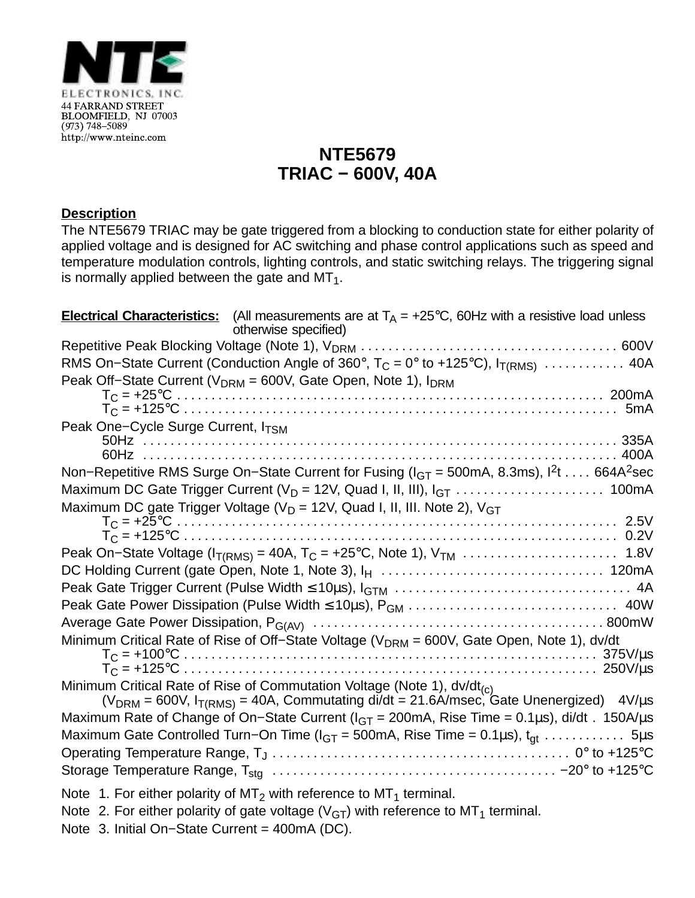NTE ELECTRONICS, INC.
44 FARRAND STREET
BLOOMFIELD, NJ 07003
(973) 748−5089
http://www.nteinc.com

# NTE5679
# TRIAC − 600V, 40A

**Description**

The NTE5679 TRIAC may be gate triggered from a blocking to conduction state for either polarity of applied voltage and is designed for AC switching and phase control applications such as speed and temperature modulation controls, lighting controls, and static switching relays. The triggering signal is normally applied between the gate and $MT_1$.

**Electrical Characteristics:** (All measurements are at $T_A$ = +25°C, 60Hz with a resistive load unless otherwise specified)

Repetitive Peak Blocking Voltage (Note 1), $V_{DRM}$ . . . . . 600V

RMS On−State Current (Conduction Angle of 360°, $T_C$ = 0° to +125°C), $I_{T(RMS)}$ . . . . . 40A

Peak Off−State Current ($V_{DRM}$ = 600V, Gate Open, Note 1), $I_{DRM}$
- $T_C$ = +25°C . . . . . 200mA
- $T_C$ = +125°C . . . . . 5mA

Peak One−Cycle Surge Current, $I_{TSM}$
- 50Hz . . . . . 335A
- 60Hz . . . . . 400A

Non−Repetitive RMS Surge On−State Current for Fusing ($I_{GT}$ = 500mA, 8.3ms), $I^2t$ . . . . 664A$^2$sec

Maximum DC Gate Trigger Current ($V_D$ = 12V, Quad I, II, III), $I_{GT}$ . . . . . 100mA

Maximum DC gate Trigger Voltage ($V_D$ = 12V, Quad I, II, III. Note 2), $V_{GT}$
- $T_C$ = +25°C . . . . . 2.5V
- $T_C$ = +125°C . . . . . 0.2V

Peak On−State Voltage ($I_{T(RMS)}$ = 40A, $T_C$ = +25°C, Note 1), $V_{TM}$ . . . . . 1.8V

DC Holding Current (gate Open, Note 1, Note 3), $I_H$ . . . . . 120mA

Peak Gate Trigger Current (Pulse Width ≤ 10µs), $I_{GTM}$ . . . . . 4A

Peak Gate Power Dissipation (Pulse Width ≤ 10µs), $P_{GM}$ . . . . . 40W

Average Gate Power Dissipation, $P_{G(AV)}$ . . . . . 800mW

Minimum Critical Rate of Rise of Off−State Voltage ($V_{DRM}$ = 600V, Gate Open, Note 1), dv/dt
- $T_C$ = +100°C . . . . . 375V/µs
- $T_C$ = +125°C . . . . . 250V/µs

Minimum Critical Rate of Rise of Commutation Voltage (Note 1), $dv/dt_{(c)}$
- ($V_{DRM}$ = 600V, $I_{T(RMS)}$ = 40A, Commutating di/dt = 21.6A/msec, Gate Unenergized) 4V/µs

Maximum Rate of Change of On−State Current ($I_{GT}$ = 200mA, Rise Time = 0.1µs), di/dt . 150A/µs

Maximum Gate Controlled Turn−On Time ($I_{GT}$ = 500mA, Rise Time = 0.1µs), $t_{gt}$ . . . . . 5µs

Operating Temperature Range, $T_J$ . . . . . 0° to +125°C

Storage Temperature Range, $T_{stg}$ . . . . . −20° to +125°C

Note 1. For either polarity of $MT_2$ with reference to $MT_1$ terminal.

Note 2. For either polarity of gate voltage ($V_{GT}$) with reference to $MT_1$ terminal.

Note 3. Initial On−State Current = 400mA (DC).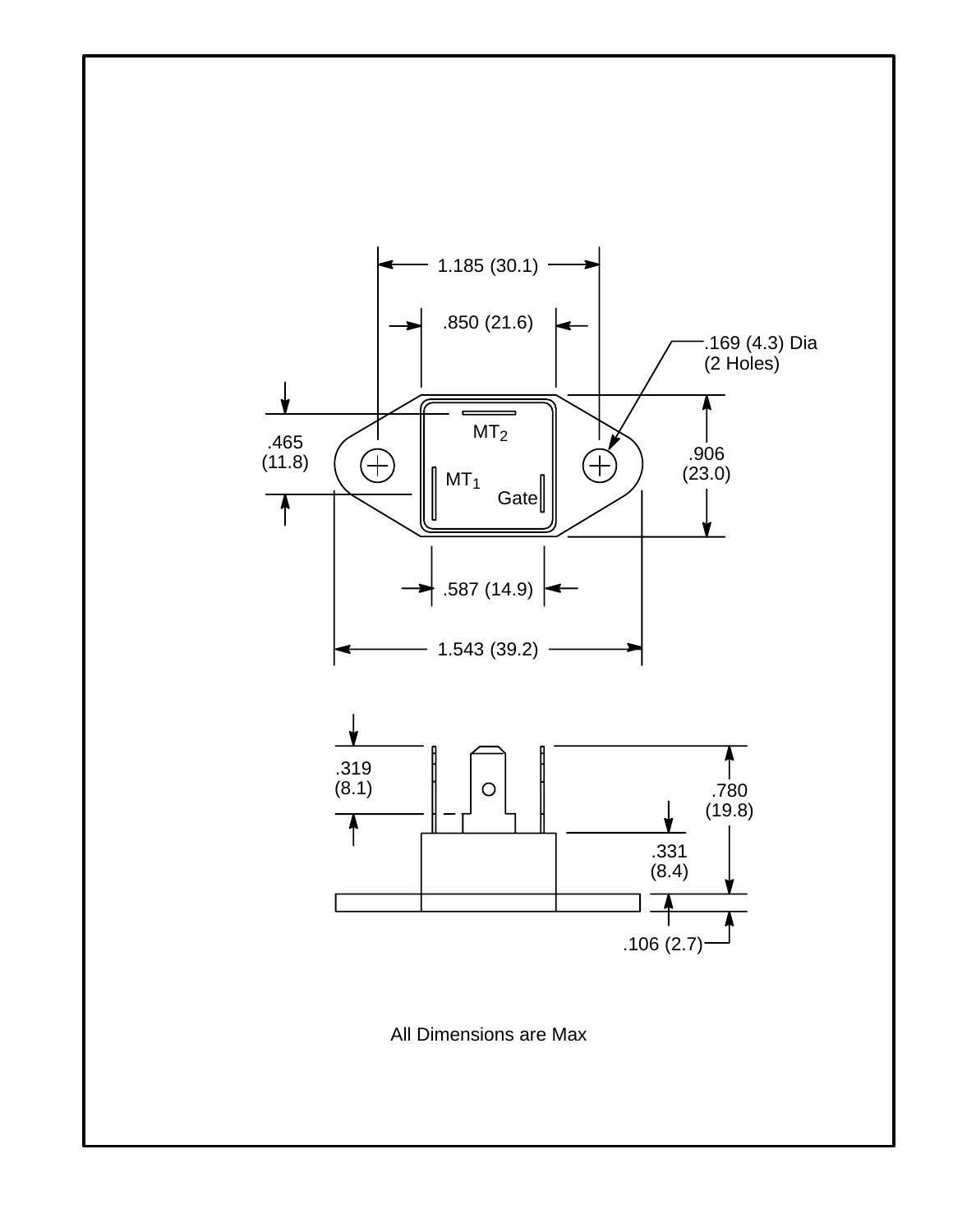1.185 (30.1)

.850 (21.6)

.169 (4.3) Dia
(2 Holes)

.465
(11.8)

$MT_2$

$MT_1$

Gate

.906
(23.0)

.587 (14.9)

1.543 (39.2)

.319
(8.1)

.780
(19.8)

.331
(8.4)

.106 (2.7)

All Dimensions are Max